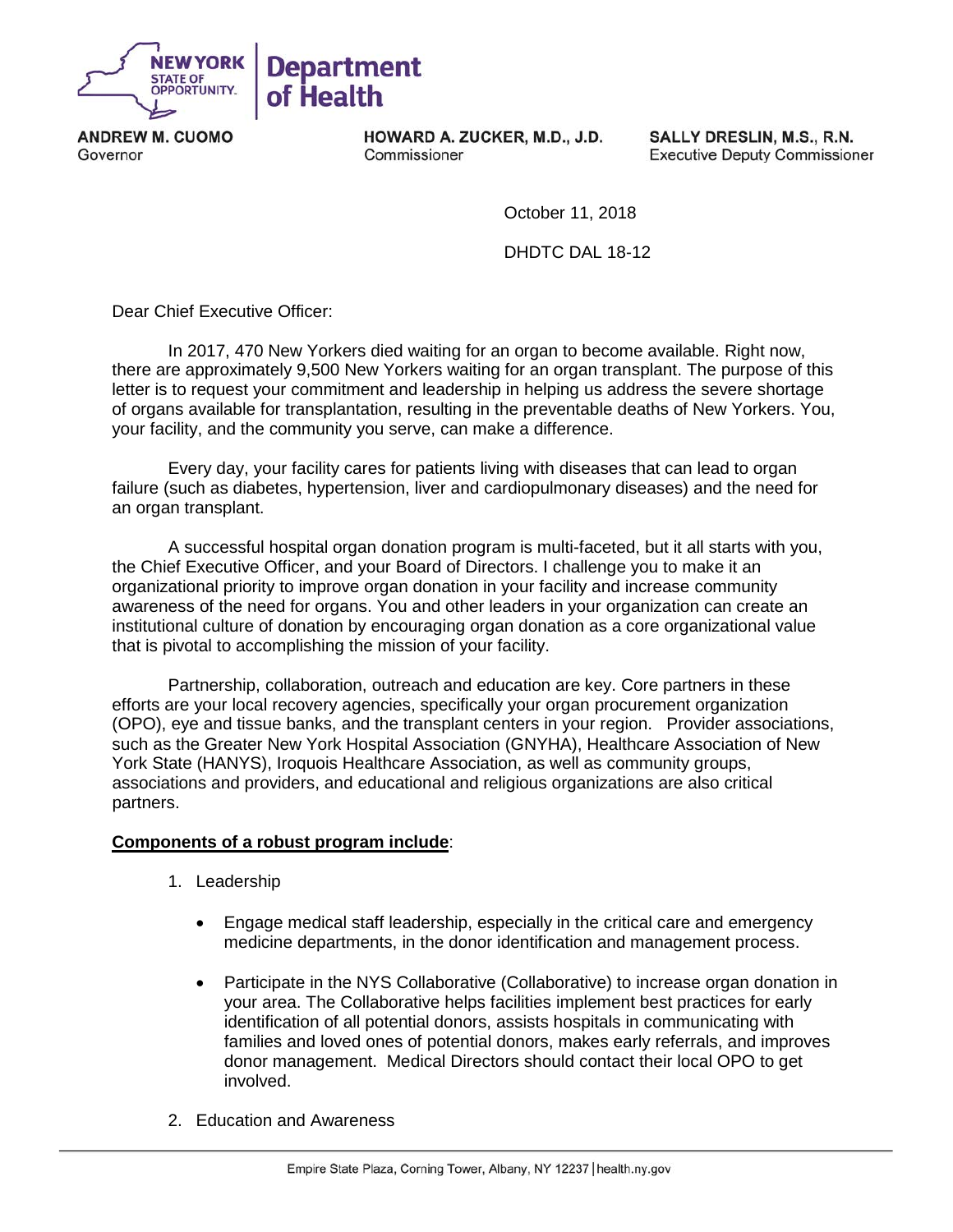**NEW YORK STATE OF OPPORTUNITY** | **Department of Health**

**ANDREW M. CUOMO**
Governor

**HOWARD A. ZUCKER, M.D., J.D.**
Commissioner

**SALLY DRESLIN, M.S., R.N.**
Executive Deputy Commissioner

October 11, 2018

DHDTC DAL 18-12

Dear Chief Executive Officer:

In 2017, 470 New Yorkers died waiting for an organ to become available. Right now, there are approximately 9,500 New Yorkers waiting for an organ transplant. The purpose of this letter is to request your commitment and leadership in helping us address the severe shortage of organs available for transplantation, resulting in the preventable deaths of New Yorkers. You, your facility, and the community you serve, can make a difference.

Every day, your facility cares for patients living with diseases that can lead to organ failure (such as diabetes, hypertension, liver and cardiopulmonary diseases) and the need for an organ transplant.

A successful hospital organ donation program is multi-faceted, but it all starts with you, the Chief Executive Officer, and your Board of Directors. I challenge you to make it an organizational priority to improve organ donation in your facility and increase community awareness of the need for organs. You and other leaders in your organization can create an institutional culture of donation by encouraging organ donation as a core organizational value that is pivotal to accomplishing the mission of your facility.

Partnership, collaboration, outreach and education are key. Core partners in these efforts are your local recovery agencies, specifically your organ procurement organization (OPO), eye and tissue banks, and the transplant centers in your region. Provider associations, such as the Greater New York Hospital Association (GNYHA), Healthcare Association of New York State (HANYS), Iroquois Healthcare Association, as well as community groups, associations and providers, and educational and religious organizations are also critical partners.

**Components of a robust program include**:

1. Leadership

   - Engage medical staff leadership, especially in the critical care and emergency medicine departments, in the donor identification and management process.

   - Participate in the NYS Collaborative (Collaborative) to increase organ donation in your area. The Collaborative helps facilities implement best practices for early identification of all potential donors, assists hospitals in communicating with families and loved ones of potential donors, makes early referrals, and improves donor management. Medical Directors should contact their local OPO to get involved.

2. Education and Awareness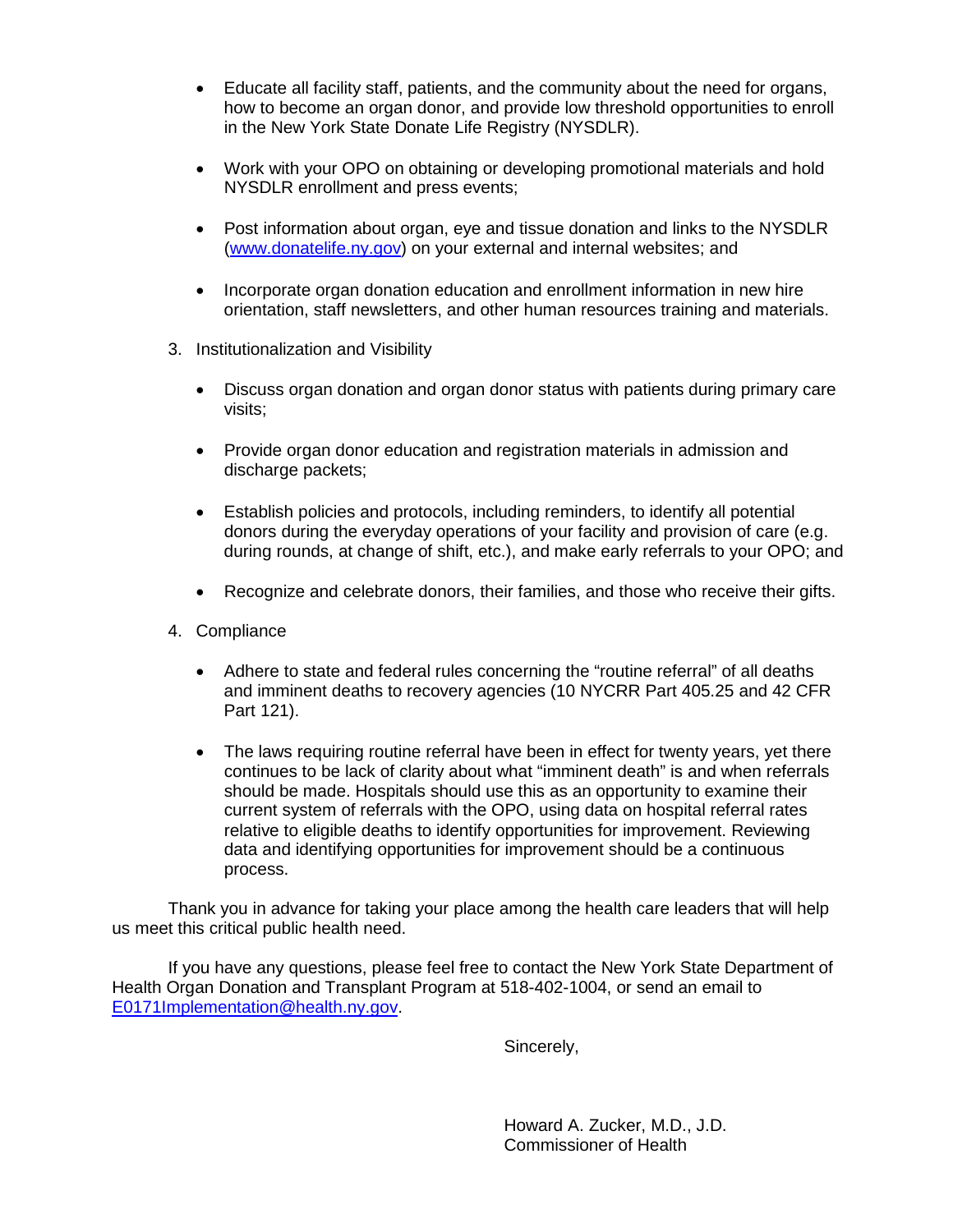- Educate all facility staff, patients, and the community about the need for organs, how to become an organ donor, and provide low threshold opportunities to enroll in the New York State Donate Life Registry (NYSDLR).

- Work with your OPO on obtaining or developing promotional materials and hold NYSDLR enrollment and press events;

- Post information about organ, eye and tissue donation and links to the NYSDLR (www.donatelife.ny.gov) on your external and internal websites; and

- Incorporate organ donation education and enrollment information in new hire orientation, staff newsletters, and other human resources training and materials.

3. Institutionalization and Visibility

   - Discuss organ donation and organ donor status with patients during primary care visits;

   - Provide organ donor education and registration materials in admission and discharge packets;

   - Establish policies and protocols, including reminders, to identify all potential donors during the everyday operations of your facility and provision of care (e.g. during rounds, at change of shift, etc.), and make early referrals to your OPO; and

   - Recognize and celebrate donors, their families, and those who receive their gifts.

4. Compliance

   - Adhere to state and federal rules concerning the "routine referral" of all deaths and imminent deaths to recovery agencies (10 NYCRR Part 405.25 and 42 CFR Part 121).

   - The laws requiring routine referral have been in effect for twenty years, yet there continues to be lack of clarity about what "imminent death" is and when referrals should be made. Hospitals should use this as an opportunity to examine their current system of referrals with the OPO, using data on hospital referral rates relative to eligible deaths to identify opportunities for improvement. Reviewing data and identifying opportunities for improvement should be a continuous process.

Thank you in advance for taking your place among the health care leaders that will help us meet this critical public health need.

If you have any questions, please feel free to contact the New York State Department of Health Organ Donation and Transplant Program at 518-402-1004, or send an email to E0171Implementation@health.ny.gov.

Sincerely,

Howard A. Zucker, M.D., J.D.
Commissioner of Health